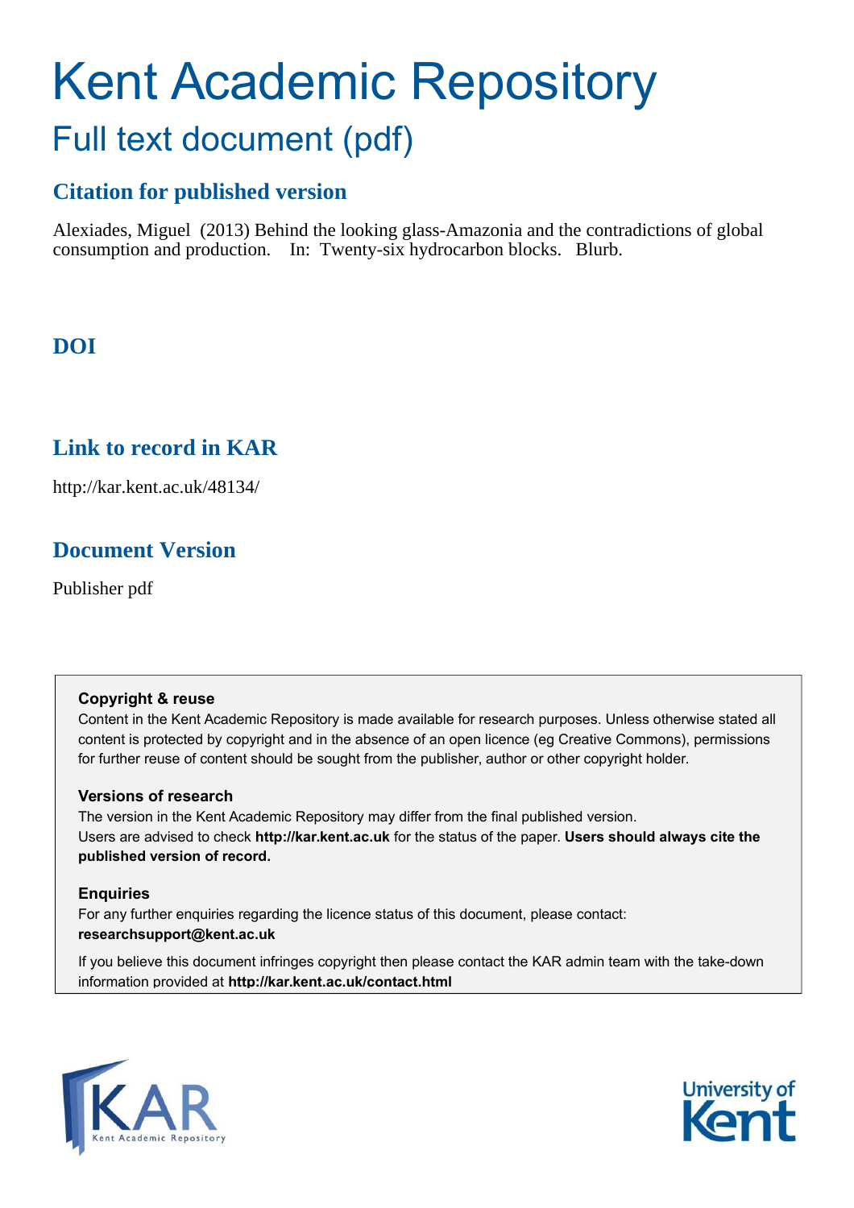# Kent Academic Repository

## Full text document (pdf)

### Citation for published version

Alexiades, Miguel (2013) Behind the looking glass-Amazonia and the contradictions of global consumption and production. In: Twenty-six hydrocarbon blocks. Blurb.

### DOI

### Link to record in KAR

http://kar.kent.ac.uk/48134/

### Document Version

Publisher pdf

**Copyright & reuse**

Content in the Kent Academic Repository is made available for research purposes. Unless otherwise stated all content is protected by copyright and in the absence of an open licence (eg Creative Commons), permissions for further reuse of content should be sought from the publisher, author or other copyright holder.

**Versions of research**

The version in the Kent Academic Repository may differ from the final published version.
Users are advised to check **http://kar.kent.ac.uk** for the status of the paper. **Users should always cite the published version of record.**

**Enquiries**

For any further enquiries regarding the licence status of this document, please contact:
**researchsupport@kent.ac.uk**

If you believe this document infringes copyright then please contact the KAR admin team with the take-down information provided at **http://kar.kent.ac.uk/contact.html**

KAR Kent Academic Repository

University of Kent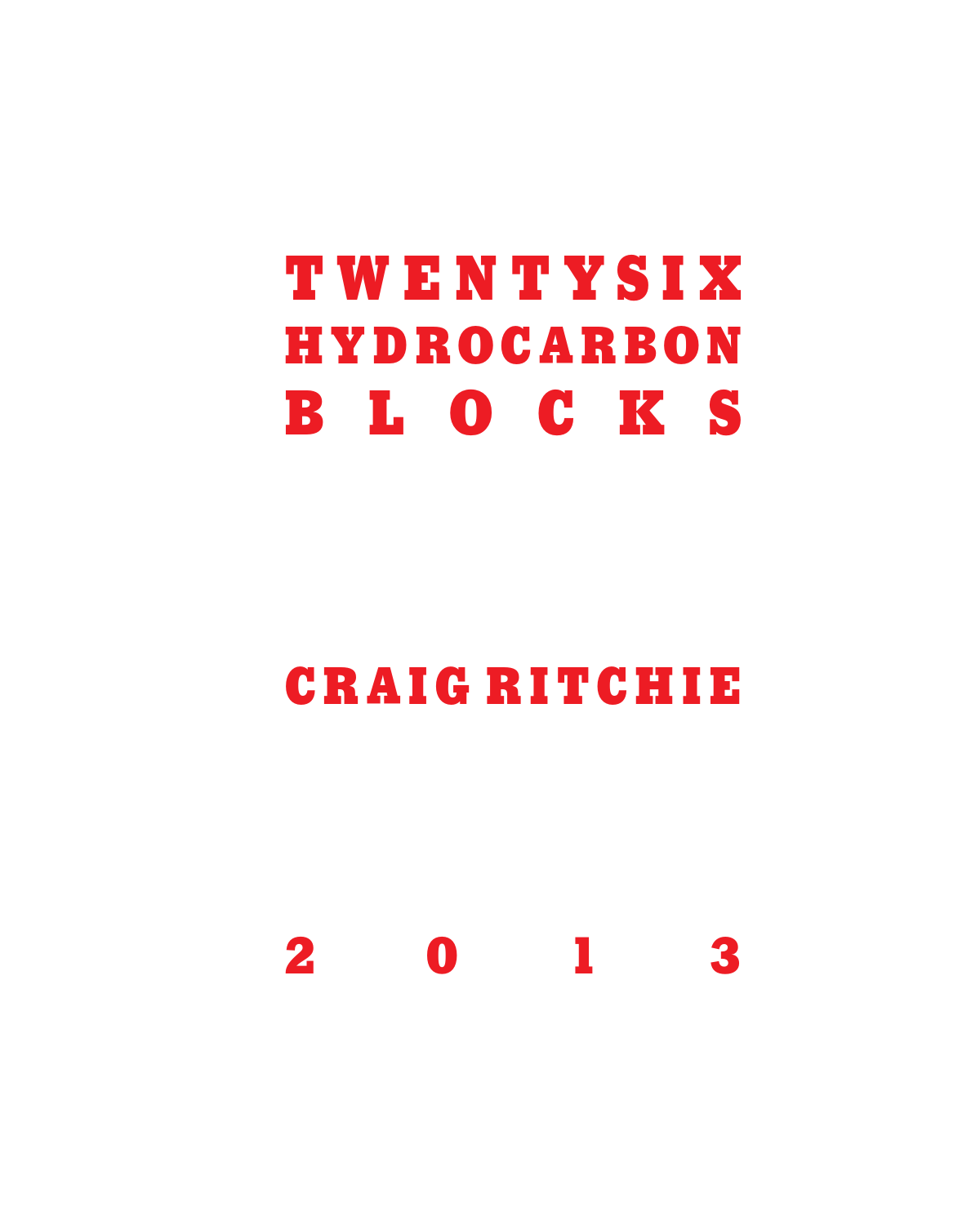# TWENTYSIX HYDROCARBON BLOCKS

## CRAIG RITCHIE

2013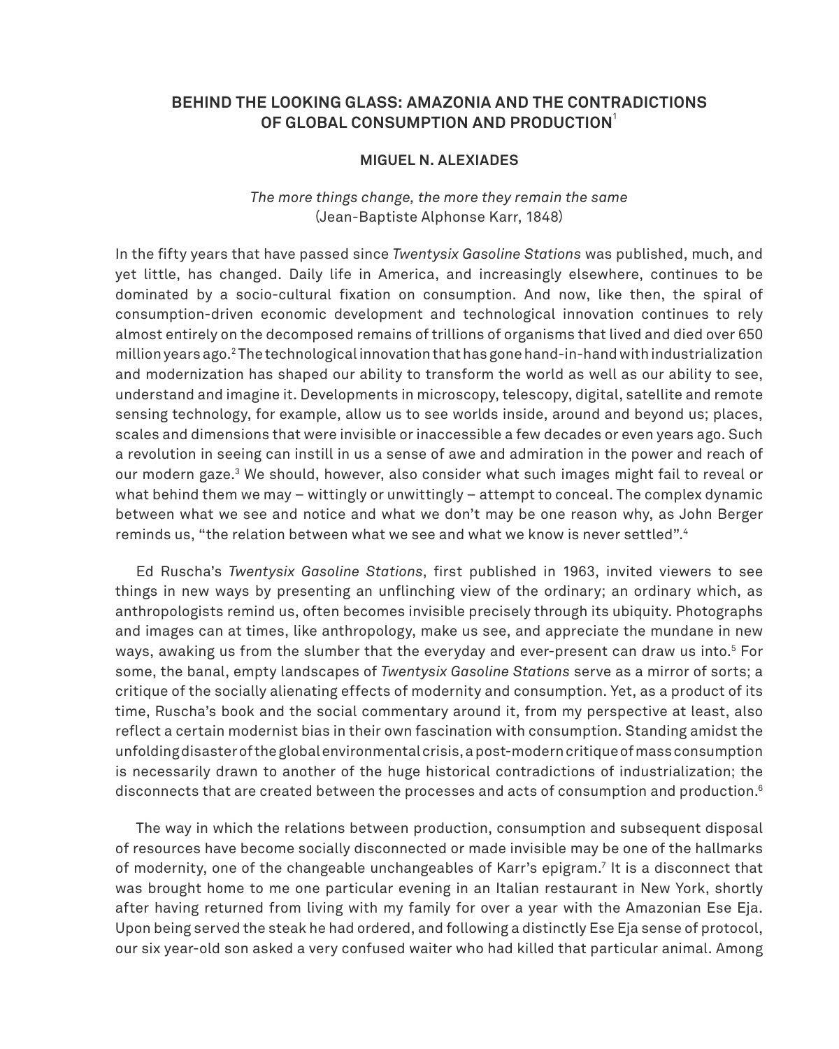## BEHIND THE LOOKING GLASS: AMAZONIA AND THE CONTRADICTIONS OF GLOBAL CONSUMPTION AND PRODUCTION[1]

### MIGUEL N. ALEXIADES

*The more things change, the more they remain the same*
(Jean-Baptiste Alphonse Karr, 1848)

In the fifty years that have passed since *Twentysix Gasoline Stations* was published, much, and yet little, has changed. Daily life in America, and increasingly elsewhere, continues to be dominated by a socio-cultural fixation on consumption. And now, like then, the spiral of consumption-driven economic development and technological innovation continues to rely almost entirely on the decomposed remains of trillions of organisms that lived and died over 650 million years ago.[2] The technological innovation that has gone hand-in-hand with industrialization and modernization has shaped our ability to transform the world as well as our ability to see, understand and imagine it. Developments in microscopy, telescopy, digital, satellite and remote sensing technology, for example, allow us to see worlds inside, around and beyond us; places, scales and dimensions that were invisible or inaccessible a few decades or even years ago. Such a revolution in seeing can instill in us a sense of awe and admiration in the power and reach of our modern gaze.[3] We should, however, also consider what such images might fail to reveal or what behind them we may – wittingly or unwittingly – attempt to conceal. The complex dynamic between what we see and notice and what we don't may be one reason why, as John Berger reminds us, "the relation between what we see and what we know is never settled".[4]

Ed Ruscha's *Twentysix Gasoline Stations*, first published in 1963, invited viewers to see things in new ways by presenting an unflinching view of the ordinary; an ordinary which, as anthropologists remind us, often becomes invisible precisely through its ubiquity. Photographs and images can at times, like anthropology, make us see, and appreciate the mundane in new ways, awaking us from the slumber that the everyday and ever-present can draw us into.[5] For some, the banal, empty landscapes of *Twentysix Gasoline Stations* serve as a mirror of sorts; a critique of the socially alienating effects of modernity and consumption. Yet, as a product of its time, Ruscha's book and the social commentary around it, from my perspective at least, also reflect a certain modernist bias in their own fascination with consumption. Standing amidst the unfolding disaster of the global environmental crisis, a post-modern critique of mass consumption is necessarily drawn to another of the huge historical contradictions of industrialization; the disconnects that are created between the processes and acts of consumption and production.[6]

The way in which the relations between production, consumption and subsequent disposal of resources have become socially disconnected or made invisible may be one of the hallmarks of modernity, one of the changeable unchangeables of Karr's epigram.[7] It is a disconnect that was brought home to me one particular evening in an Italian restaurant in New York, shortly after having returned from living with my family for over a year with the Amazonian Ese Eja. Upon being served the steak he had ordered, and following a distinctly Ese Eja sense of protocol, our six year-old son asked a very confused waiter who had killed that particular animal. Among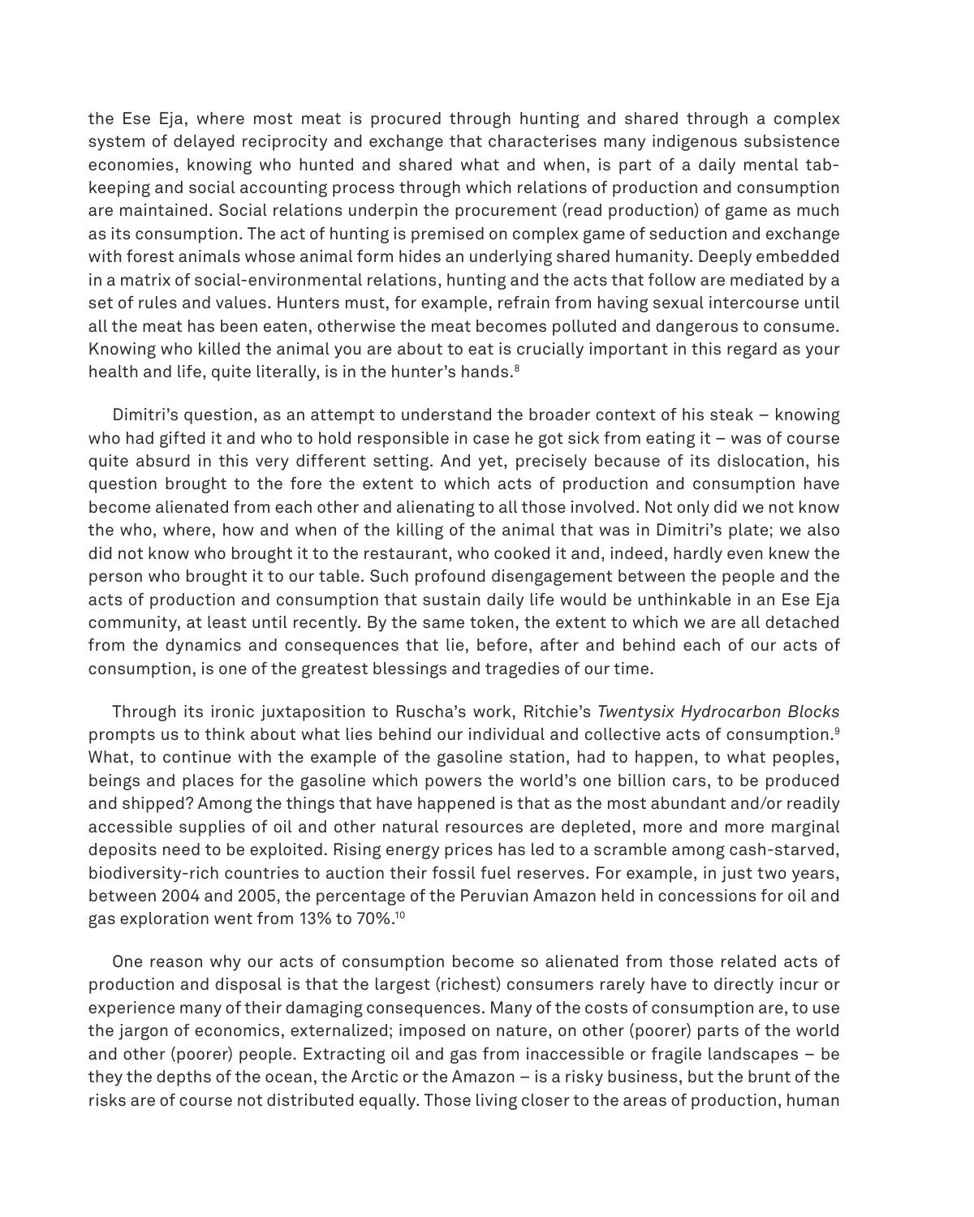the Ese Eja, where most meat is procured through hunting and shared through a complex system of delayed reciprocity and exchange that characterises many indigenous subsistence economies, knowing who hunted and shared what and when, is part of a daily mental tab-keeping and social accounting process through which relations of production and consumption are maintained. Social relations underpin the procurement (read production) of game as much as its consumption. The act of hunting is premised on complex game of seduction and exchange with forest animals whose animal form hides an underlying shared humanity. Deeply embedded in a matrix of social-environmental relations, hunting and the acts that follow are mediated by a set of rules and values. Hunters must, for example, refrain from having sexual intercourse until all the meat has been eaten, otherwise the meat becomes polluted and dangerous to consume. Knowing who killed the animal you are about to eat is crucially important in this regard as your health and life, quite literally, is in the hunter's hands.[8]

Dimitri's question, as an attempt to understand the broader context of his steak – knowing who had gifted it and who to hold responsible in case he got sick from eating it – was of course quite absurd in this very different setting. And yet, precisely because of its dislocation, his question brought to the fore the extent to which acts of production and consumption have become alienated from each other and alienating to all those involved. Not only did we not know the who, where, how and when of the killing of the animal that was in Dimitri's plate; we also did not know who brought it to the restaurant, who cooked it and, indeed, hardly even knew the person who brought it to our table. Such profound disengagement between the people and the acts of production and consumption that sustain daily life would be unthinkable in an Ese Eja community, at least until recently. By the same token, the extent to which we are all detached from the dynamics and consequences that lie, before, after and behind each of our acts of consumption, is one of the greatest blessings and tragedies of our time.

Through its ironic juxtaposition to Ruscha's work, Ritchie's *Twentysix Hydrocarbon Blocks* prompts us to think about what lies behind our individual and collective acts of consumption.[9] What, to continue with the example of the gasoline station, had to happen, to what peoples, beings and places for the gasoline which powers the world's one billion cars, to be produced and shipped? Among the things that have happened is that as the most abundant and/or readily accessible supplies of oil and other natural resources are depleted, more and more marginal deposits need to be exploited. Rising energy prices has led to a scramble among cash-starved, biodiversity-rich countries to auction their fossil fuel reserves. For example, in just two years, between 2004 and 2005, the percentage of the Peruvian Amazon held in concessions for oil and gas exploration went from 13% to 70%.[10]

One reason why our acts of consumption become so alienated from those related acts of production and disposal is that the largest (richest) consumers rarely have to directly incur or experience many of their damaging consequences. Many of the costs of consumption are, to use the jargon of economics, externalized; imposed on nature, on other (poorer) parts of the world and other (poorer) people. Extracting oil and gas from inaccessible or fragile landscapes – be they the depths of the ocean, the Arctic or the Amazon – is a risky business, but the brunt of the risks are of course not distributed equally. Those living closer to the areas of production, human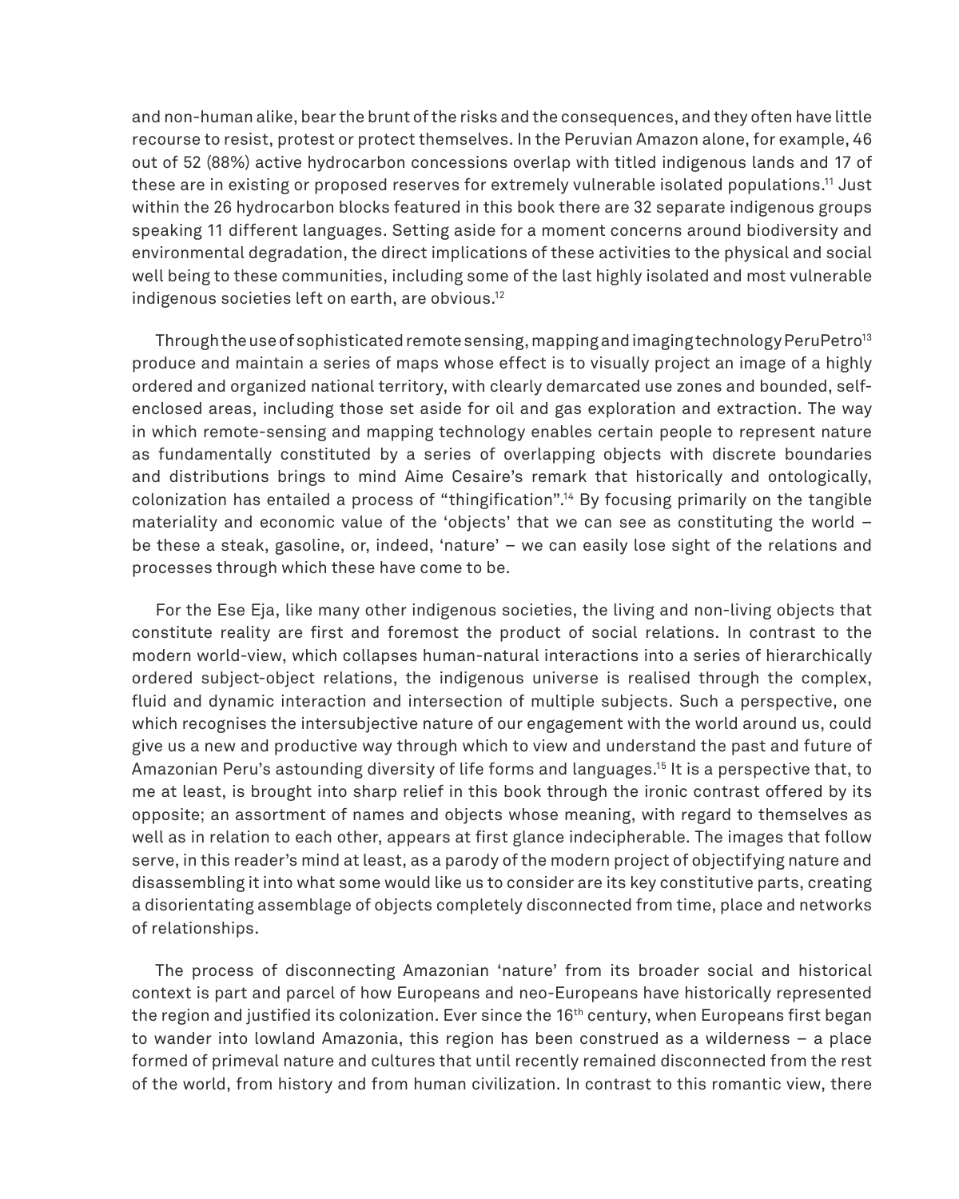and non-human alike, bear the brunt of the risks and the consequences, and they often have little recourse to resist, protest or protect themselves. In the Peruvian Amazon alone, for example, 46 out of 52 (88%) active hydrocarbon concessions overlap with titled indigenous lands and 17 of these are in existing or proposed reserves for extremely vulnerable isolated populations.[11] Just within the 26 hydrocarbon blocks featured in this book there are 32 separate indigenous groups speaking 11 different languages. Setting aside for a moment concerns around biodiversity and environmental degradation, the direct implications of these activities to the physical and social well being to these communities, including some of the last highly isolated and most vulnerable indigenous societies left on earth, are obvious.[12]

Through the use of sophisticated remote sensing, mapping and imaging technology PeruPetro[13] produce and maintain a series of maps whose effect is to visually project an image of a highly ordered and organized national territory, with clearly demarcated use zones and bounded, self-enclosed areas, including those set aside for oil and gas exploration and extraction. The way in which remote-sensing and mapping technology enables certain people to represent nature as fundamentally constituted by a series of overlapping objects with discrete boundaries and distributions brings to mind Aime Cesaire's remark that historically and ontologically, colonization has entailed a process of "thingification".[14] By focusing primarily on the tangible materiality and economic value of the 'objects' that we can see as constituting the world – be these a steak, gasoline, or, indeed, 'nature' – we can easily lose sight of the relations and processes through which these have come to be.

For the Ese Eja, like many other indigenous societies, the living and non-living objects that constitute reality are first and foremost the product of social relations. In contrast to the modern world-view, which collapses human-natural interactions into a series of hierarchically ordered subject-object relations, the indigenous universe is realised through the complex, fluid and dynamic interaction and intersection of multiple subjects. Such a perspective, one which recognises the intersubjective nature of our engagement with the world around us, could give us a new and productive way through which to view and understand the past and future of Amazonian Peru's astounding diversity of life forms and languages.[15] It is a perspective that, to me at least, is brought into sharp relief in this book through the ironic contrast offered by its opposite; an assortment of names and objects whose meaning, with regard to themselves as well as in relation to each other, appears at first glance indecipherable. The images that follow serve, in this reader's mind at least, as a parody of the modern project of objectifying nature and disassembling it into what some would like us to consider are its key constitutive parts, creating a disorientating assemblage of objects completely disconnected from time, place and networks of relationships.

The process of disconnecting Amazonian 'nature' from its broader social and historical context is part and parcel of how Europeans and neo-Europeans have historically represented the region and justified its colonization. Ever since the 16th century, when Europeans first began to wander into lowland Amazonia, this region has been construed as a wilderness – a place formed of primeval nature and cultures that until recently remained disconnected from the rest of the world, from history and from human civilization. In contrast to this romantic view, there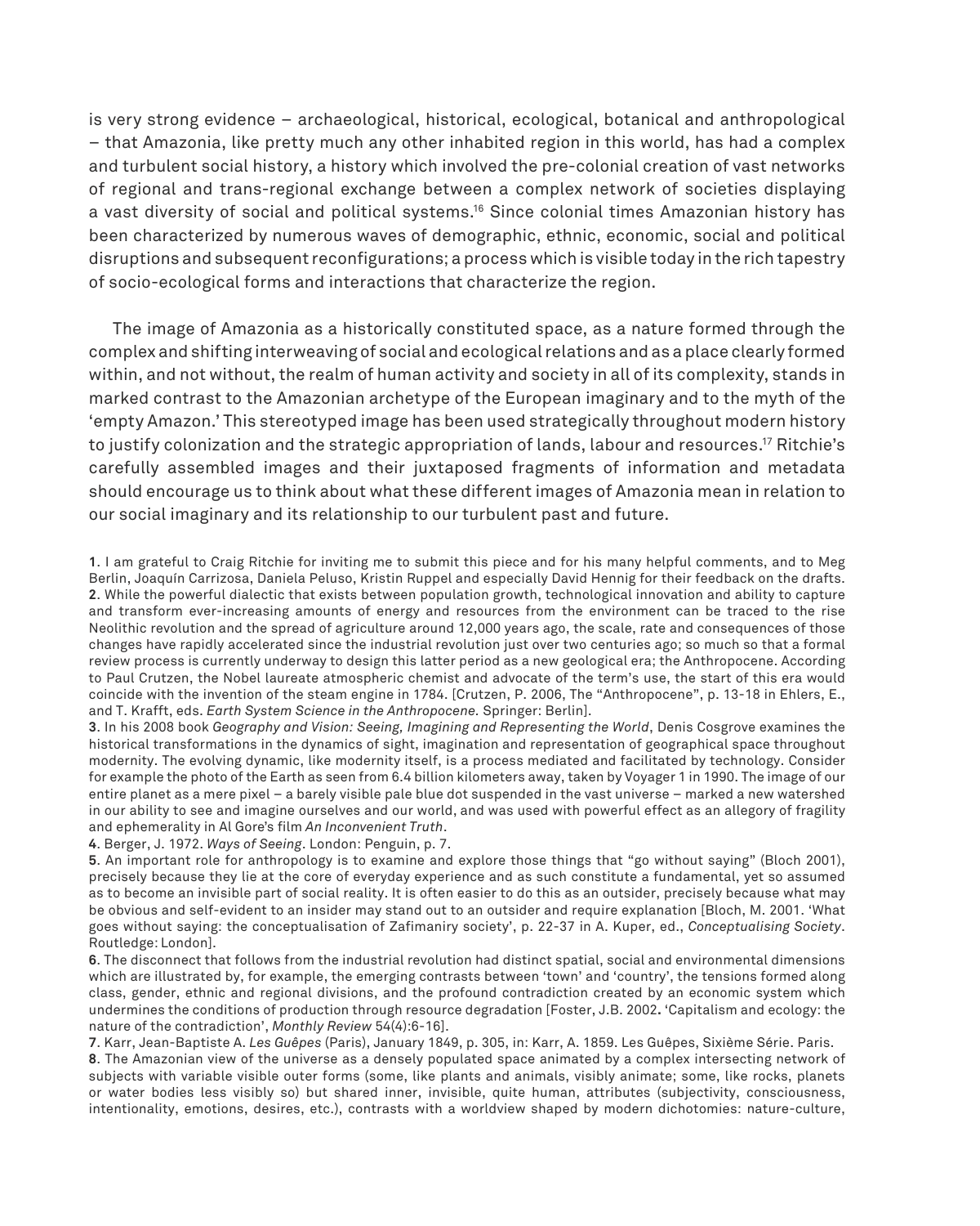is very strong evidence – archaeological, historical, ecological, botanical and anthropological – that Amazonia, like pretty much any other inhabited region in this world, has had a complex and turbulent social history, a history which involved the pre-colonial creation of vast networks of regional and trans-regional exchange between a complex network of societies displaying a vast diversity of social and political systems.[16] Since colonial times Amazonian history has been characterized by numerous waves of demographic, ethnic, economic, social and political disruptions and subsequent reconfigurations; a process which is visible today in the rich tapestry of socio-ecological forms and interactions that characterize the region.

The image of Amazonia as a historically constituted space, as a nature formed through the complex and shifting interweaving of social and ecological relations and as a place clearly formed within, and not without, the realm of human activity and society in all of its complexity, stands in marked contrast to the Amazonian archetype of the European imaginary and to the myth of the 'empty Amazon.' This stereotyped image has been used strategically throughout modern history to justify colonization and the strategic appropriation of lands, labour and resources.[17] Ritchie's carefully assembled images and their juxtaposed fragments of information and metadata should encourage us to think about what these different images of Amazonia mean in relation to our social imaginary and its relationship to our turbulent past and future.

**1**. I am grateful to Craig Ritchie for inviting me to submit this piece and for his many helpful comments, and to Meg Berlin, Joaquín Carrizosa, Daniela Peluso, Kristin Ruppel and especially David Hennig for their feedback on the drafts.
**2**. While the powerful dialectic that exists between population growth, technological innovation and ability to capture and transform ever-increasing amounts of energy and resources from the environment can be traced to the rise Neolithic revolution and the spread of agriculture around 12,000 years ago, the scale, rate and consequences of those changes have rapidly accelerated since the industrial revolution just over two centuries ago; so much so that a formal review process is currently underway to design this latter period as a new geological era; the Anthropocene. According to Paul Crutzen, the Nobel laureate atmospheric chemist and advocate of the term's use, the start of this era would coincide with the invention of the steam engine in 1784. [Crutzen, P. 2006, The "Anthropocene", p. 13-18 in Ehlers, E., and T. Krafft, eds. *Earth System Science in the Anthropocene*. Springer: Berlin].
**3**. In his 2008 book *Geography and Vision: Seeing, Imagining and Representing the World*, Denis Cosgrove examines the historical transformations in the dynamics of sight, imagination and representation of geographical space throughout modernity. The evolving dynamic, like modernity itself, is a process mediated and facilitated by technology. Consider for example the photo of the Earth as seen from 6.4 billion kilometers away, taken by Voyager 1 in 1990. The image of our entire planet as a mere pixel – a barely visible pale blue dot suspended in the vast universe – marked a new watershed in our ability to see and imagine ourselves and our world, and was used with powerful effect as an allegory of fragility and ephemerality in Al Gore's film *An Inconvenient Truth*.
**4**. Berger, J. 1972. *Ways of Seeing*. London: Penguin, p. 7.
**5**. An important role for anthropology is to examine and explore those things that "go without saying" (Bloch 2001), precisely because they lie at the core of everyday experience and as such constitute a fundamental, yet so assumed as to become an invisible part of social reality. It is often easier to do this as an outsider, precisely because what may be obvious and self-evident to an insider may stand out to an outsider and require explanation [Bloch, M. 2001. 'What goes without saying: the conceptualisation of Zafimaniry society', p. 22-37 in A. Kuper, ed., *Conceptualising Society*. Routledge: London].
**6**. The disconnect that follows from the industrial revolution had distinct spatial, social and environmental dimensions which are illustrated by, for example, the emerging contrasts between 'town' and 'country', the tensions formed along class, gender, ethnic and regional divisions, and the profound contradiction created by an economic system which undermines the conditions of production through resource degradation [Foster, J.B. 2002**.** 'Capitalism and ecology: the nature of the contradiction', *Monthly Review* 54(4):6-16].
**7**. Karr, Jean-Baptiste A. *Les Guêpes* (Paris), January 1849, p. 305, in: Karr, A. 1859. Les Guêpes, Sixième Série. Paris.
**8**. The Amazonian view of the universe as a densely populated space animated by a complex intersecting network of subjects with variable visible outer forms (some, like plants and animals, visibly animate; some, like rocks, planets or water bodies less visibly so) but shared inner, invisible, quite human, attributes (subjectivity, consciousness, intentionality, emotions, desires, etc.), contrasts with a worldview shaped by modern dichotomies: nature-culture,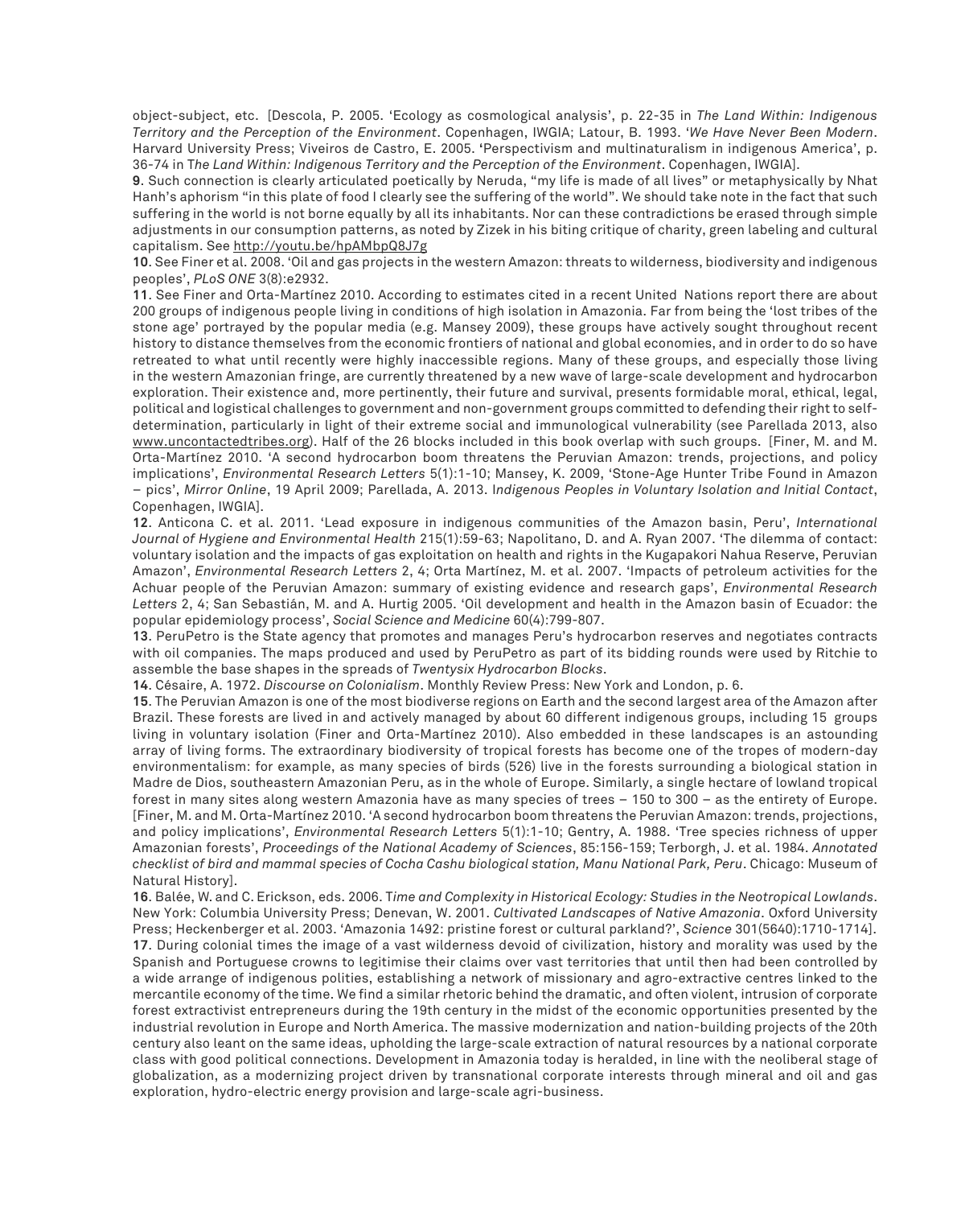object-subject, etc. [Descola, P. 2005. 'Ecology as cosmological analysis', p. 22-35 in *The Land Within: Indigenous Territory and the Perception of the Environment*. Copenhagen, IWGIA; Latour, B. 1993. '*We Have Never Been Modern*. Harvard University Press; Viveiros de Castro, E. 2005. 'Perspectivism and multinaturalism in indigenous America', p. 36-74 in *The Land Within: Indigenous Territory and the Perception of the Environment*. Copenhagen, IWGIA].

**9**. Such connection is clearly articulated poetically by Neruda, "my life is made of all lives" or metaphysically by Nhat Hanh's aphorism "in this plate of food I clearly see the suffering of the world". We should take note in the fact that such suffering in the world is not borne equally by all its inhabitants. Nor can these contradictions be erased through simple adjustments in our consumption patterns, as noted by Zizek in his biting critique of charity, green labeling and cultural capitalism. See http://youtu.be/hpAMbpQ8J7g

**10**. See Finer et al. 2008. 'Oil and gas projects in the western Amazon: threats to wilderness, biodiversity and indigenous peoples', *PLoS ONE* 3(8):e2932.

**11**. See Finer and Orta-Martínez 2010. According to estimates cited in a recent United Nations report there are about 200 groups of indigenous people living in conditions of high isolation in Amazonia. Far from being the 'lost tribes of the stone age' portrayed by the popular media (e.g. Mansey 2009), these groups have actively sought throughout recent history to distance themselves from the economic frontiers of national and global economies, and in order to do so have retreated to what until recently were highly inaccessible regions. Many of these groups, and especially those living in the western Amazonian fringe, are currently threatened by a new wave of large-scale development and hydrocarbon exploration. Their existence and, more pertinently, their future and survival, presents formidable moral, ethical, legal, political and logistical challenges to government and non-government groups committed to defending their right to self-determination, particularly in light of their extreme social and immunological vulnerability (see Parellada 2013, also www.uncontactedtribes.org). Half of the 26 blocks included in this book overlap with such groups. [Finer, M. and M. Orta-Martínez 2010. 'A second hydrocarbon boom threatens the Peruvian Amazon: trends, projections, and policy implications', *Environmental Research Letters* 5(1):1-10; Mansey, K. 2009, 'Stone-Age Hunter Tribe Found in Amazon – pics', *Mirror Online*, 19 April 2009; Parellada, A. 2013. *Indigenous Peoples in Voluntary Isolation and Initial Contact*, Copenhagen, IWGIA].

**12**. Anticona C. et al. 2011. 'Lead exposure in indigenous communities of the Amazon basin, Peru', *International Journal of Hygiene and Environmental Health* 215(1):59-63; Napolitano, D. and A. Ryan 2007. 'The dilemma of contact: voluntary isolation and the impacts of gas exploitation on health and rights in the Kugapakori Nahua Reserve, Peruvian Amazon', *Environmental Research Letters* 2, 4; Orta Martínez, M. et al. 2007. 'Impacts of petroleum activities for the Achuar people of the Peruvian Amazon: summary of existing evidence and research gaps', *Environmental Research Letters* 2, 4; San Sebastián, M. and A. Hurtig 2005. 'Oil development and health in the Amazon basin of Ecuador: the popular epidemiology process', *Social Science and Medicine* 60(4):799-807.

**13**. PeruPetro is the State agency that promotes and manages Peru's hydrocarbon reserves and negotiates contracts with oil companies. The maps produced and used by PeruPetro as part of its bidding rounds were used by Ritchie to assemble the base shapes in the spreads of *Twentysix Hydrocarbon Blocks*.

**14**. Césaire, A. 1972. *Discourse on Colonialism*. Monthly Review Press: New York and London, p. 6.

**15**. The Peruvian Amazon is one of the most biodiverse regions on Earth and the second largest area of the Amazon after Brazil. These forests are lived in and actively managed by about 60 different indigenous groups, including 15 groups living in voluntary isolation (Finer and Orta-Martínez 2010). Also embedded in these landscapes is an astounding array of living forms. The extraordinary biodiversity of tropical forests has become one of the tropes of modern-day environmentalism: for example, as many species of birds (526) live in the forests surrounding a biological station in Madre de Dios, southeastern Amazonian Peru, as in the whole of Europe. Similarly, a single hectare of lowland tropical forest in many sites along western Amazonia have as many species of trees – 150 to 300 – as the entirety of Europe. [Finer, M. and M. Orta-Martínez 2010. 'A second hydrocarbon boom threatens the Peruvian Amazon: trends, projections, and policy implications', *Environmental Research Letters* 5(1):1-10; Gentry, A. 1988. 'Tree species richness of upper Amazonian forests', *Proceedings of the National Academy of Sciences*, 85:156-159; Terborgh, J. et al. 1984. *Annotated checklist of bird and mammal species of Cocha Cashu biological station, Manu National Park, Peru*. Chicago: Museum of Natural History].

**16**. Balée, W. and C. Erickson, eds. 2006. *Time and Complexity in Historical Ecology: Studies in the Neotropical Lowlands*. New York: Columbia University Press; Denevan, W. 2001. *Cultivated Landscapes of Native Amazonia*. Oxford University Press; Heckenberger et al. 2003. 'Amazonia 1492: pristine forest or cultural parkland?', *Science* 301(5640):1710-1714].

**17**. During colonial times the image of a vast wilderness devoid of civilization, history and morality was used by the Spanish and Portuguese crowns to legitimise their claims over vast territories that until then had been controlled by a wide arrange of indigenous polities, establishing a network of missionary and agro-extractive centres linked to the mercantile economy of the time. We find a similar rhetoric behind the dramatic, and often violent, intrusion of corporate forest extractivist entrepreneurs during the 19th century in the midst of the economic opportunities presented by the industrial revolution in Europe and North America. The massive modernization and nation-building projects of the 20th century also leant on the same ideas, upholding the large-scale extraction of natural resources by a national corporate class with good political connections. Development in Amazonia today is heralded, in line with the neoliberal stage of globalization, as a modernizing project driven by transnational corporate interests through mineral and oil and gas exploration, hydro-electric energy provision and large-scale agri-business.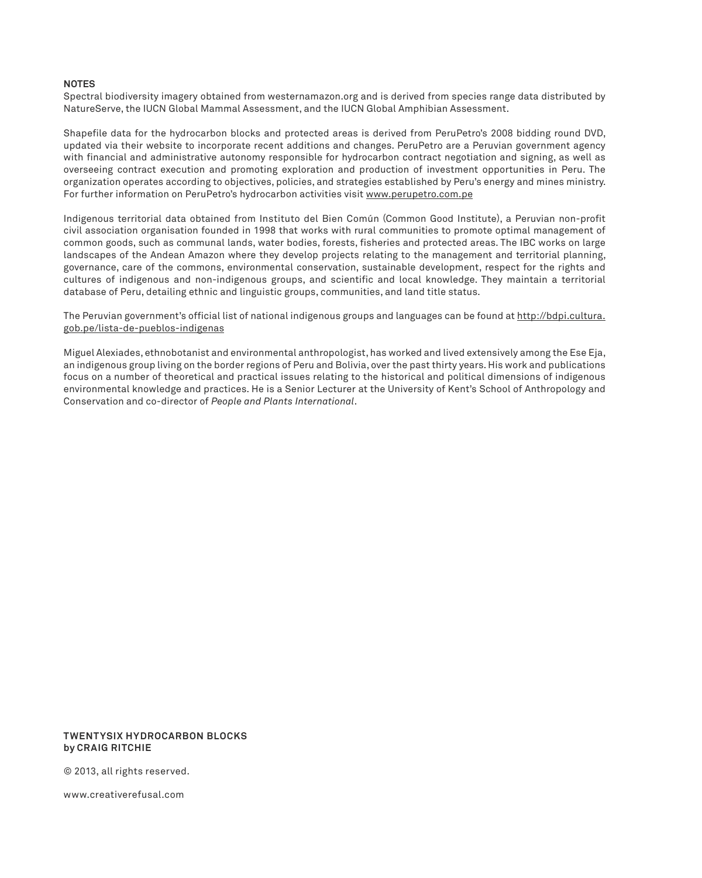**NOTES**

Spectral biodiversity imagery obtained from westernamazon.org and is derived from species range data distributed by NatureServe, the IUCN Global Mammal Assessment, and the IUCN Global Amphibian Assessment.

Shapefile data for the hydrocarbon blocks and protected areas is derived from PeruPetro's 2008 bidding round DVD, updated via their website to incorporate recent additions and changes. PeruPetro are a Peruvian government agency with financial and administrative autonomy responsible for hydrocarbon contract negotiation and signing, as well as overseeing contract execution and promoting exploration and production of investment opportunities in Peru. The organization operates according to objectives, policies, and strategies established by Peru's energy and mines ministry. For further information on PeruPetro's hydrocarbon activities visit www.perupetro.com.pe

Indigenous territorial data obtained from Instituto del Bien Común (Common Good Institute), a Peruvian non-profit civil association organisation founded in 1998 that works with rural communities to promote optimal management of common goods, such as communal lands, water bodies, forests, fisheries and protected areas. The IBC works on large landscapes of the Andean Amazon where they develop projects relating to the management and territorial planning, governance, care of the commons, environmental conservation, sustainable development, respect for the rights and cultures of indigenous and non-indigenous groups, and scientific and local knowledge. They maintain a territorial database of Peru, detailing ethnic and linguistic groups, communities, and land title status.

The Peruvian government's official list of national indigenous groups and languages can be found at http://bdpi.cultura.gob.pe/lista-de-pueblos-indigenas

Miguel Alexiades, ethnobotanist and environmental anthropologist, has worked and lived extensively among the Ese Eja, an indigenous group living on the border regions of Peru and Bolivia, over the past thirty years. His work and publications focus on a number of theoretical and practical issues relating to the historical and political dimensions of indigenous environmental knowledge and practices. He is a Senior Lecturer at the University of Kent's School of Anthropology and Conservation and co-director of *People and Plants International*.

**TWENTYSIX HYDROCARBON BLOCKS**
**by CRAIG RITCHIE**

© 2013, all rights reserved.

www.creativerefusal.com